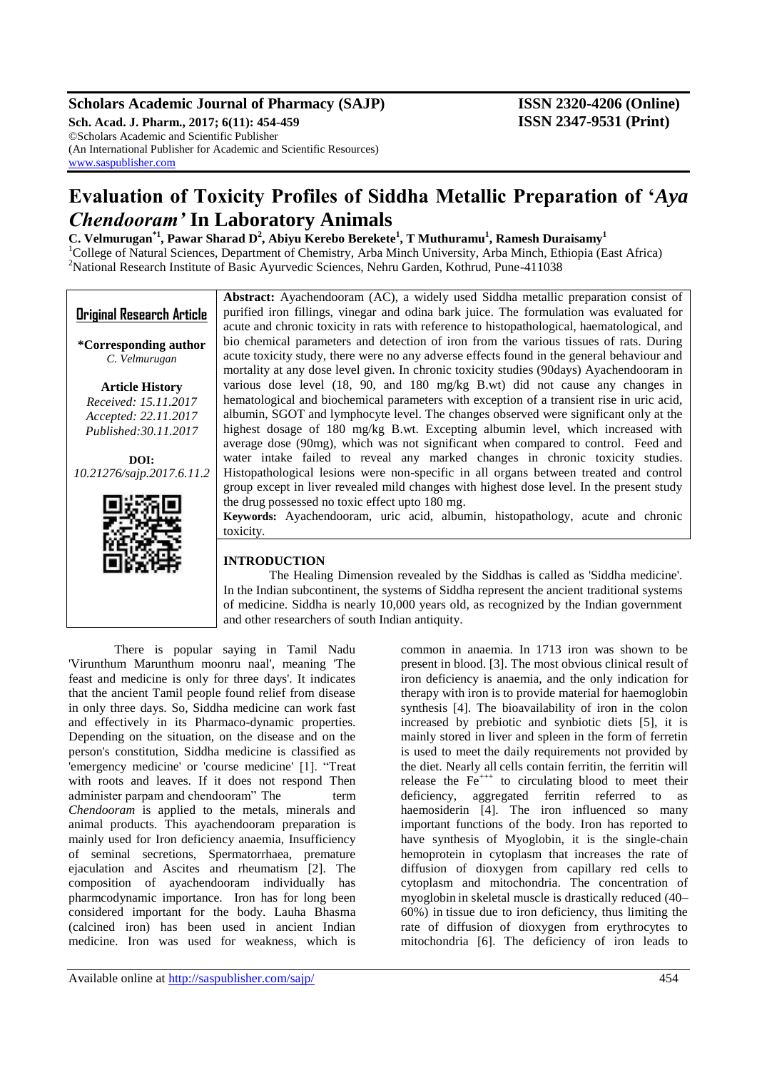# Evaluation of Toxicity Profiles of Siddha Metallic Preparation of '*Aya Chendooram'* In Laboratory Animals

**C. Velmurugan[*1], Pawar Sharad D[2], Abiyu Kerebo Berekete[1], T Muthuramu[1], Ramesh Duraisamy[1]**

[1]College of Natural Sciences, Department of Chemistry, Arba Minch University, Arba Minch, Ethiopia (East Africa)

[2]National Research Institute of Basic Ayurvedic Sciences, Nehru Garden, Kothrud, Pune-411038

**Original Research Article**

**\*Corresponding author**
*C. Velmurugan*

**Article History**
*Received: 15.11.2017*
*Accepted: 22.11.2017*
*Published:30.11.2017*

**DOI:**
*10.21276/sajp.2017.6.11.2*

**Abstract:** Ayachendooram (AC), a widely used Siddha metallic preparation consist of purified iron fillings, vinegar and odina bark juice. The formulation was evaluated for acute and chronic toxicity in rats with reference to histopathological, haematological, and bio chemical parameters and detection of iron from the various tissues of rats. During acute toxicity study, there were no any adverse effects found in the general behaviour and mortality at any dose level given. In chronic toxicity studies (90days) Ayachendooram in various dose level (18, 90, and 180 mg/kg B.wt) did not cause any changes in hematological and biochemical parameters with exception of a transient rise in uric acid, albumin, SGOT and lymphocyte level. The changes observed were significant only at the highest dosage of 180 mg/kg B.wt. Excepting albumin level, which increased with average dose (90mg), which was not significant when compared to control. Feed and water intake failed to reveal any marked changes in chronic toxicity studies. Histopathological lesions were non-specific in all organs between treated and control group except in liver revealed mild changes with highest dose level. In the present study the drug possessed no toxic effect upto 180 mg.

**Keywords:** Ayachendooram, uric acid, albumin, histopathology, acute and chronic toxicity.

## INTRODUCTION

The Healing Dimension revealed by the Siddhas is called as 'Siddha medicine'. In the Indian subcontinent, the systems of Siddha represent the ancient traditional systems of medicine. Siddha is nearly 10,000 years old, as recognized by the Indian government and other researchers of south Indian antiquity.

There is popular saying in Tamil Nadu 'Virunthum Marunthum moonru naal', meaning 'The feast and medicine is only for three days'. It indicates that the ancient Tamil people found relief from disease in only three days. So, Siddha medicine can work fast and effectively in its Pharmaco-dynamic properties. Depending on the situation, on the disease and on the person's constitution, Siddha medicine is classified as 'emergency medicine' or 'course medicine' [1]. "Treat with roots and leaves. If it does not respond Then administer parpam and chendooram" The term *Chendooram* is applied to the metals, minerals and animal products. This ayachendooram preparation is mainly used for Iron deficiency anaemia, Insufficiency of seminal secretions, Spermatorrhaea, premature ejaculation and Ascites and rheumatism [2]. The composition of ayachendooram individually has pharmcodynamic importance. Iron has for long been considered important for the body. Lauha Bhasma (calcined iron) has been used in ancient Indian medicine. Iron was used for weakness, which is common in anaemia. In 1713 iron was shown to be present in blood. [3]. The most obvious clinical result of iron deficiency is anaemia, and the only indication for therapy with iron is to provide material for haemoglobin synthesis [4]. The bioavailability of iron in the colon increased by prebiotic and synbiotic diets [5], it is mainly stored in liver and spleen in the form of ferretin is used to meet the daily requirements not provided by the diet. Nearly all cells contain ferritin, the ferritin will release the $Fe^{+++}$ to circulating blood to meet their deficiency, aggregated ferritin referred to as haemosiderin [4]. The iron influenced so many important functions of the body. Iron has reported to have synthesis of Myoglobin, it is the single-chain hemoprotein in cytoplasm that increases the rate of diffusion of dioxygen from capillary red cells to cytoplasm and mitochondria. The concentration of myoglobin in skeletal muscle is drastically reduced (40–60%) in tissue due to iron deficiency, thus limiting the rate of diffusion of dioxygen from erythrocytes to mitochondria [6]. The deficiency of iron leads to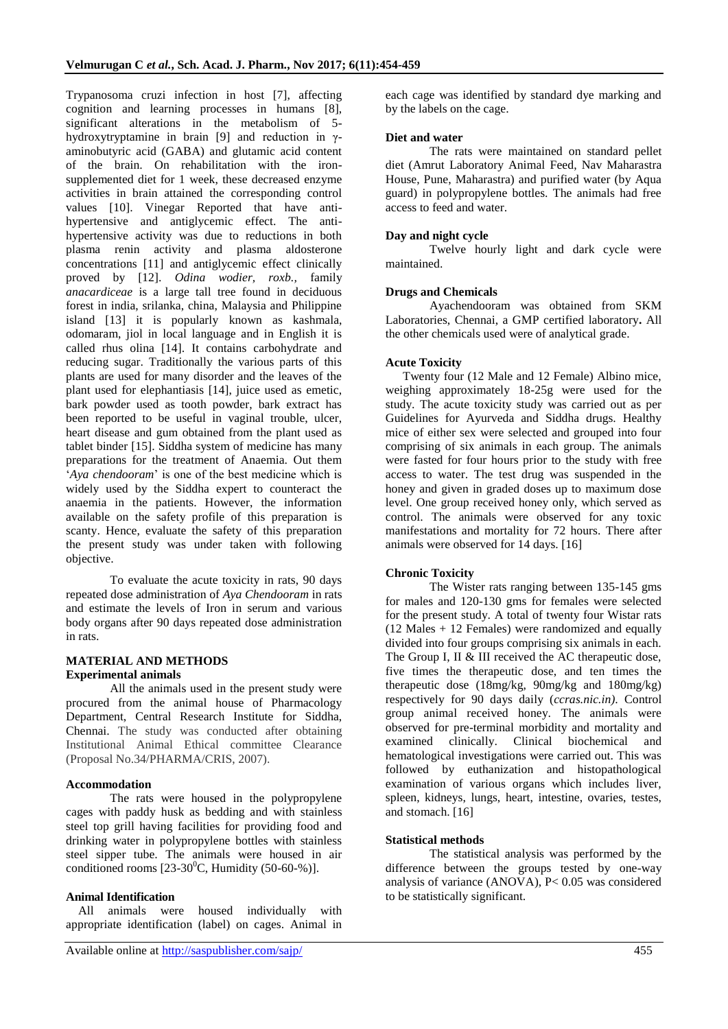Trypanosoma cruzi infection in host [7], affecting cognition and learning processes in humans [8], significant alterations in the metabolism of 5-hydroxytryptamine in brain [9] and reduction in γ-aminobutyric acid (GABA) and glutamic acid content of the brain. On rehabilitation with the iron-supplemented diet for 1 week, these decreased enzyme activities in brain attained the corresponding control values [10]. Vinegar Reported that have anti-hypertensive and antiglycemic effect. The anti-hypertensive activity was due to reductions in both plasma renin activity and plasma aldosterone concentrations [11] and antiglycemic effect clinically proved by [12]. *Odina wodier, roxb.,* family *anacardiceae* is a large tall tree found in deciduous forest in india, srilanka, china, Malaysia and Philippine island [13] it is popularly known as kashmala, odomaram, jiol in local language and in English it is called rhus olina [14]. It contains carbohydrate and reducing sugar. Traditionally the various parts of this plants are used for many disorder and the leaves of the plant used for elephantiasis [14], juice used as emetic, bark powder used as tooth powder, bark extract has been reported to be useful in vaginal trouble, ulcer, heart disease and gum obtained from the plant used as tablet binder [15]. Siddha system of medicine has many preparations for the treatment of Anaemia. Out them '*Aya chendooram*' is one of the best medicine which is widely used by the Siddha expert to counteract the anaemia in the patients. However, the information available on the safety profile of this preparation is scanty. Hence, evaluate the safety of this preparation the present study was under taken with following objective.

To evaluate the acute toxicity in rats, 90 days repeated dose administration of *Aya Chendooram* in rats and estimate the levels of Iron in serum and various body organs after 90 days repeated dose administration in rats.

## MATERIAL AND METHODS

### Experimental animals

All the animals used in the present study were procured from the animal house of Pharmacology Department, Central Research Institute for Siddha, Chennai. The study was conducted after obtaining Institutional Animal Ethical committee Clearance (Proposal No.34/PHARMA/CRIS, 2007).

### Accommodation

The rats were housed in the polypropylene cages with paddy husk as bedding and with stainless steel top grill having facilities for providing food and drinking water in polypropylene bottles with stainless steel sipper tube. The animals were housed in air conditioned rooms [23-30$^0$C, Humidity (50-60-%)].

### Animal Identification

All animals were housed individually with appropriate identification (label) on cages. Animal in each cage was identified by standard dye marking and by the labels on the cage.

### Diet and water

The rats were maintained on standard pellet diet (Amrut Laboratory Animal Feed, Nav Maharastra House, Pune, Maharastra) and purified water (by Aqua guard) in polypropylene bottles. The animals had free access to feed and water.

### Day and night cycle

Twelve hourly light and dark cycle were maintained.

### Drugs and Chemicals

Ayachendooram was obtained from SKM Laboratories, Chennai, a GMP certified laboratory**.** All the other chemicals used were of analytical grade.

### Acute Toxicity

Twenty four (12 Male and 12 Female) Albino mice, weighing approximately 18-25g were used for the study. The acute toxicity study was carried out as per Guidelines for Ayurveda and Siddha drugs. Healthy mice of either sex were selected and grouped into four comprising of six animals in each group. The animals were fasted for four hours prior to the study with free access to water. The test drug was suspended in the honey and given in graded doses up to maximum dose level. One group received honey only, which served as control. The animals were observed for any toxic manifestations and mortality for 72 hours. There after animals were observed for 14 days. [16]

### Chronic Toxicity

The Wister rats ranging between 135-145 gms for males and 120-130 gms for females were selected for the present study. A total of twenty four Wistar rats (12 Males + 12 Females) were randomized and equally divided into four groups comprising six animals in each. The Group I, II & III received the AC therapeutic dose, five times the therapeutic dose, and ten times the therapeutic dose (18mg/kg, 90mg/kg and 180mg/kg) respectively for 90 days daily (*ccras.nic.in)*. Control group animal received honey. The animals were observed for pre-terminal morbidity and mortality and examined clinically. Clinical biochemical and hematological investigations were carried out. This was followed by euthanization and histopathological examination of various organs which includes liver, spleen, kidneys, lungs, heart, intestine, ovaries, testes, and stomach. [16]

### Statistical methods

The statistical analysis was performed by the difference between the groups tested by one-way analysis of variance (ANOVA), $P < 0.05$ was considered to be statistically significant.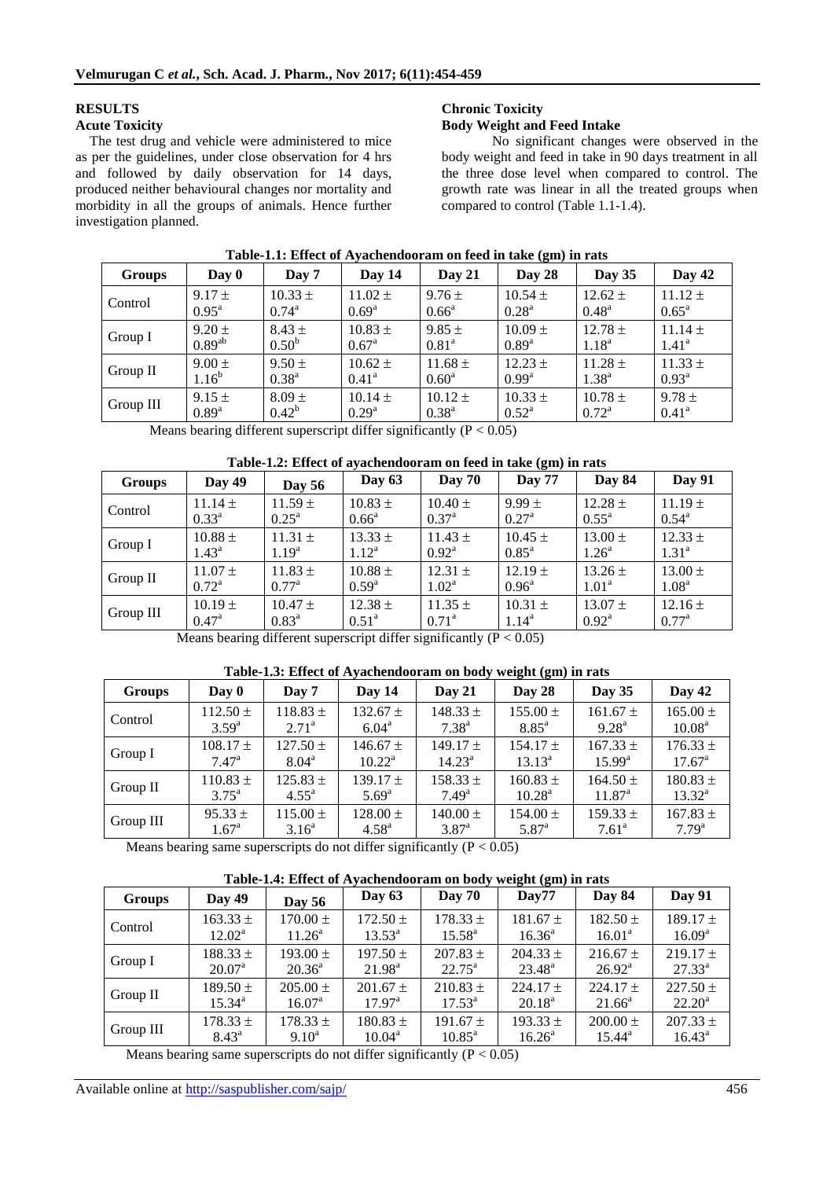## RESULTS

### Acute Toxicity

The test drug and vehicle were administered to mice as per the guidelines, under close observation for 4 hrs and followed by daily observation for 14 days, produced neither behavioural changes nor mortality and morbidity in all the groups of animals. Hence further investigation planned.

### Chronic Toxicity

#### Body Weight and Feed Intake

No significant changes were observed in the body weight and feed in take in 90 days treatment in all the three dose level when compared to control. The growth rate was linear in all the treated groups when compared to control (Table 1.1-1.4).

**Table-1.1: Effect of Ayachendooram on feed in take (gm) in rats**

| Groups | Day 0 | Day 7 | Day 14 | Day 21 | Day 28 | Day 35 | Day 42 |
|---|---|---|---|---|---|---|---|
| Control | 9.17 ± $0.95^{a}$ | 10.33 ± $0.74^{a}$ | 11.02 ± $0.69^{a}$ | 9.76 ± $0.66^{a}$ | 10.54 ± $0.28^{a}$ | 12.62 ± $0.48^{a}$ | 11.12 ± $0.65^{a}$ |
| Group I | 9.20 ± $0.89^{ab}$ | 8.43 ± $0.50^{b}$ | 10.83 ± $0.67^{a}$ | 9.85 ± $0.81^{a}$ | 10.09 ± $0.89^{a}$ | 12.78 ± $1.18^{a}$ | 11.14 ± $1.41^{a}$ |
| Group II | 9.00 ± $1.16^{b}$ | 9.50 ± $0.38^{a}$ | 10.62 ± $0.41^{a}$ | 11.68 ± $0.60^{a}$ | 12.23 ± $0.99^{a}$ | 11.28 ± $1.38^{a}$ | 11.33 ± $0.93^{a}$ |
| Group III | 9.15 ± $0.89^{a}$ | 8.09 ± $0.42^{b}$ | 10.14 ± $0.29^{a}$ | 10.12 ± $0.38^{a}$ | 10.33 ± $0.52^{a}$ | 10.78 ± $0.72^{a}$ | 9.78 ± $0.41^{a}$ |

Means bearing different superscript differ significantly ($P < 0.05$)

**Table-1.2: Effect of ayachendooram on feed in take (gm) in rats**

| Groups | Day 49 | Day 56 | Day 63 | Day 70 | Day 77 | Day 84 | Day 91 |
|---|---|---|---|---|---|---|---|
| Control | 11.14 ± $0.33^{a}$ | 11.59 ± $0.25^{a}$ | 10.83 ± $0.66^{a}$ | 10.40 ± $0.37^{a}$ | 9.99 ± $0.27^{a}$ | 12.28 ± $0.55^{a}$ | 11.19 ± $0.54^{a}$ |
| Group I | 10.88 ± $1.43^{a}$ | 11.31 ± $1.19^{a}$ | 13.33 ± $1.12^{a}$ | 11.43 ± $0.92^{a}$ | 10.45 ± $0.85^{a}$ | 13.00 ± $1.26^{a}$ | 12.33 ± $1.31^{a}$ |
| Group II | 11.07 ± $0.72^{a}$ | 11.83 ± $0.77^{a}$ | 10.88 ± $0.59^{a}$ | 12.31 ± $1.02^{a}$ | 12.19 ± $0.96^{a}$ | 13.26 ± $1.01^{a}$ | 13.00 ± $1.08^{a}$ |
| Group III | 10.19 ± $0.47^{a}$ | 10.47 ± $0.83^{a}$ | 12.38 ± $0.51^{a}$ | 11.35 ± $0.71^{a}$ | 10.31 ± $1.14^{a}$ | 13.07 ± $0.92^{a}$ | 12.16 ± $0.77^{a}$ |

Means bearing different superscript differ significantly ($P < 0.05$)

**Table-1.3: Effect of Ayachendooram on body weight (gm) in rats**

| Groups | Day 0 | Day 7 | Day 14 | Day 21 | Day 28 | Day 35 | Day 42 |
|---|---|---|---|---|---|---|---|
| Control | 112.50 ± $3.59^{a}$ | 118.83 ± $2.71^{a}$ | 132.67 ± $6.04^{a}$ | 148.33 ± $7.38^{a}$ | 155.00 ± $8.85^{a}$ | 161.67 ± $9.28^{a}$ | 165.00 ± $10.08^{a}$ |
| Group I | 108.17 ± $7.47^{a}$ | 127.50 ± $8.04^{a}$ | 146.67 ± $10.22^{a}$ | 149.17 ± $14.23^{a}$ | 154.17 ± $13.13^{a}$ | 167.33 ± $15.99^{a}$ | 176.33 ± $17.67^{a}$ |
| Group II | 110.83 ± $3.75^{a}$ | 125.83 ± $4.55^{a}$ | 139.17 ± $5.69^{a}$ | 158.33 ± $7.49^{a}$ | 160.83 ± $10.28^{a}$ | 164.50 ± $11.87^{a}$ | 180.83 ± $13.32^{a}$ |
| Group III | 95.33 ± $1.67^{a}$ | 115.00 ± $3.16^{a}$ | 128.00 ± $4.58^{a}$ | 140.00 ± $3.87^{a}$ | 154.00 ± $5.87^{a}$ | 159.33 ± $7.61^{a}$ | 167.83 ± $7.79^{a}$ |

Means bearing same superscripts do not differ significantly ($P < 0.05$)

**Table-1.4: Effect of Ayachendooram on body weight (gm) in rats**

| Groups | Day 49 | Day 56 | Day 63 | Day 70 | Day77 | Day 84 | Day 91 |
|---|---|---|---|---|---|---|---|
| Control | 163.33 ± $12.02^{a}$ | 170.00 ± $11.26^{a}$ | 172.50 ± $13.53^{a}$ | 178.33 ± $15.58^{a}$ | 181.67 ± $16.36^{a}$ | 182.50 ± $16.01^{a}$ | 189.17 ± $16.09^{a}$ |
| Group I | 188.33 ± $20.07^{a}$ | 193.00 ± $20.36^{a}$ | 197.50 ± $21.98^{a}$ | 207.83 ± $22.75^{a}$ | 204.33 ± $23.48^{a}$ | 216.67 ± $26.92^{a}$ | 219.17 ± $27.33^{a}$ |
| Group II | 189.50 ± $15.34^{a}$ | 205.00 ± $16.07^{a}$ | 201.67 ± $17.97^{a}$ | 210.83 ± $17.53^{a}$ | 224.17 ± $20.18^{a}$ | 224.17 ± $21.66^{a}$ | 227.50 ± $22.20^{a}$ |
| Group III | 178.33 ± $8.43^{a}$ | 178.33 ± $9.10^{a}$ | 180.83 ± $10.04^{a}$ | 191.67 ± $10.85^{a}$ | 193.33 ± $16.26^{a}$ | 200.00 ± $15.44^{a}$ | 207.33 ± $16.43^{a}$ |

Means bearing same superscripts do not differ significantly ($P < 0.05$)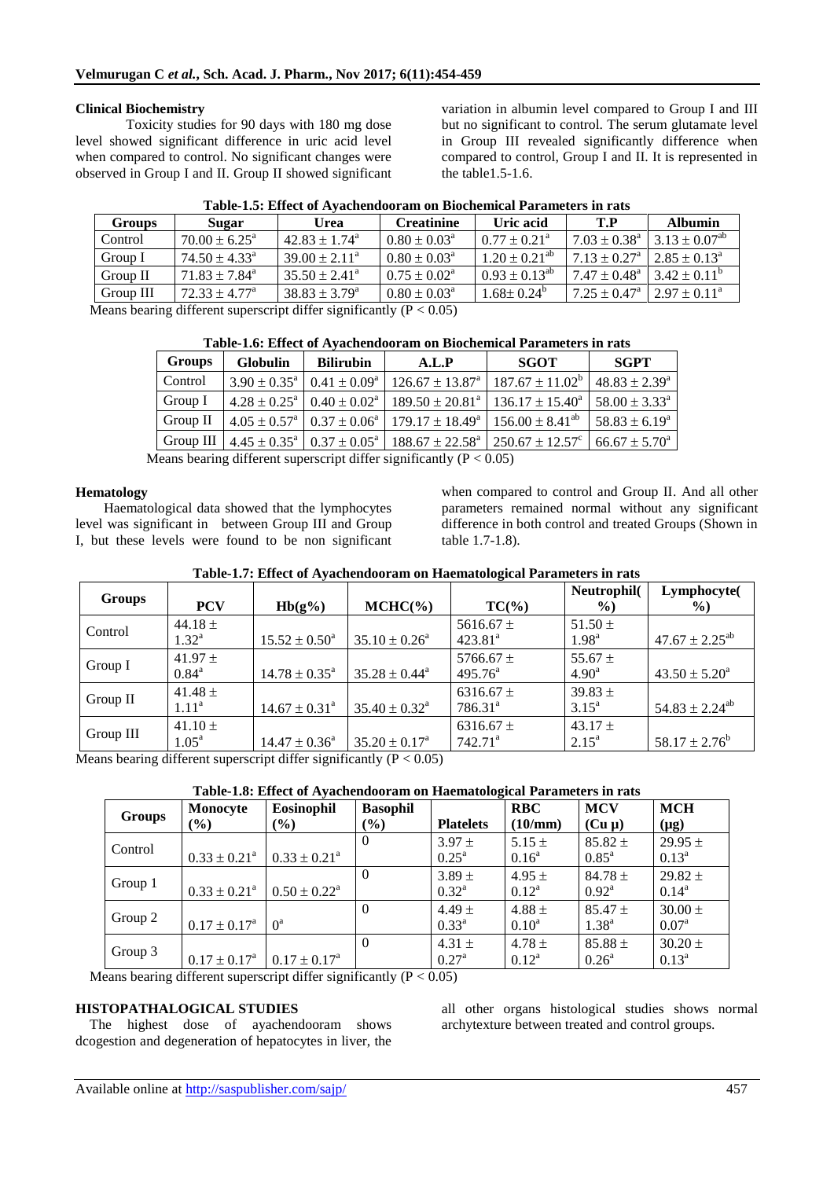### Clinical Biochemistry

Toxicity studies for 90 days with 180 mg dose level showed significant difference in uric acid level when compared to control. No significant changes were observed in Group I and II. Group II showed significant variation in albumin level compared to Group I and III but no significant to control. The serum glutamate level in Group III revealed significantly difference when compared to control, Group I and II. It is represented in the table1.5-1.6.

**Table-1.5: Effect of Ayachendooram on Biochemical Parameters in rats**

| Groups | Sugar | Urea | Creatinine | Uric acid | T.P | Albumin |
|---|---|---|---|---|---|---|
| Control | $70.00 \pm 6.25^{a}$ | $42.83 \pm 1.74^{a}$ | $0.80 \pm 0.03^{a}$ | $0.77 \pm 0.21^{a}$ | $7.03 \pm 0.38^{a}$ | $3.13 \pm 0.07^{ab}$ |
| Group I | $74.50 \pm 4.33^{a}$ | $39.00 \pm 2.11^{a}$ | $0.80 \pm 0.03^{a}$ | $1.20 \pm 0.21^{ab}$ | $7.13 \pm 0.27^{a}$ | $2.85 \pm 0.13^{a}$ |
| Group II | $71.83 \pm 7.84^{a}$ | $35.50 \pm 2.41^{a}$ | $0.75 \pm 0.02^{a}$ | $0.93 \pm 0.13^{ab}$ | $7.47 \pm 0.48^{a}$ | $3.42 \pm 0.11^{b}$ |
| Group III | $72.33 \pm 4.77^{a}$ | $38.83 \pm 3.79^{a}$ | $0.80 \pm 0.03^{a}$ | $1.68 \pm 0.24^{b}$ | $7.25 \pm 0.47^{a}$ | $2.97 \pm 0.11^{a}$ |

Means bearing different superscript differ significantly ($P < 0.05$)

**Table-1.6: Effect of Ayachendooram on Biochemical Parameters in rats**

| Groups | Globulin | Bilirubin | A.L.P | SGOT | SGPT |
|---|---|---|---|---|---|
| Control | $3.90 \pm 0.35^{a}$ | $0.41 \pm 0.09^{a}$ | $126.67 \pm 13.87^{a}$ | $187.67 \pm 11.02^{b}$ | $48.83 \pm 2.39^{a}$ |
| Group I | $4.28 \pm 0.25^{a}$ | $0.40 \pm 0.02^{a}$ | $189.50 \pm 20.81^{a}$ | $136.17 \pm 15.40^{a}$ | $58.00 \pm 3.33^{a}$ |
| Group II | $4.05 \pm 0.57^{a}$ | $0.37 \pm 0.06^{a}$ | $179.17 \pm 18.49^{a}$ | $156.00 \pm 8.41^{ab}$ | $58.83 \pm 6.19^{a}$ |
| Group III | $4.45 \pm 0.35^{a}$ | $0.37 \pm 0.05^{a}$ | $188.67 \pm 22.58^{a}$ | $250.67 \pm 12.57^{c}$ | $66.67 \pm 5.70^{a}$ |

Means bearing different superscript differ significantly ($P < 0.05$)

### Hematology

Haematological data showed that the lymphocytes level was significant in between Group III and Group I, but these levels were found to be non significant when compared to control and Group II. And all other parameters remained normal without any significant difference in both control and treated Groups (Shown in table 1.7-1.8).

**Table-1.7: Effect of Ayachendooram on Haematological Parameters in rats**

| Groups | PCV | Hb(g%) | MCHC(%) | TC(%) | Neutrophil(%) | Lymphocyte(%) |
|---|---|---|---|---|---|---|
| Control | $44.18 \pm 1.32^{a}$ | $15.52 \pm 0.50^{a}$ | $35.10 \pm 0.26^{a}$ | $5616.67 \pm 423.81^{a}$ | $51.50 \pm 1.98^{a}$ | $47.67 \pm 2.25^{ab}$ |
| Group I | $41.97 \pm 0.84^{a}$ | $14.78 \pm 0.35^{a}$ | $35.28 \pm 0.44^{a}$ | $5766.67 \pm 495.76^{a}$ | $55.67 \pm 4.90^{a}$ | $43.50 \pm 5.20^{a}$ |
| Group II | $41.48 \pm 1.11^{a}$ | $14.67 \pm 0.31^{a}$ | $35.40 \pm 0.32^{a}$ | $6316.67 \pm 786.31^{a}$ | $39.83 \pm 3.15^{a}$ | $54.83 \pm 2.24^{ab}$ |
| Group III | $41.10 \pm 1.05^{a}$ | $14.47 \pm 0.36^{a}$ | $35.20 \pm 0.17^{a}$ | $6316.67 \pm 742.71^{a}$ | $43.17 \pm 2.15^{a}$ | $58.17 \pm 2.76^{b}$ |

Means bearing different superscript differ significantly ($P < 0.05$)

**Table-1.8: Effect of Ayachendooram on Haematological Parameters in rats**

| Groups | Monocyte (%) | Eosinophil (%) | Basophil (%) | Platelets | RBC (10/mm) | MCV (Cu µ) | MCH (µg) |
|---|---|---|---|---|---|---|---|
| Control | $0.33 \pm 0.21^{a}$ | $0.33 \pm 0.21^{a}$ | 0 | $3.97 \pm 0.25^{a}$ | $5.15 \pm 0.16^{a}$ | $85.82 \pm 0.85^{a}$ | $29.95 \pm 0.13^{a}$ |
| Group 1 | $0.33 \pm 0.21^{a}$ | $0.50 \pm 0.22^{a}$ | 0 | $3.89 \pm 0.32^{a}$ | $4.95 \pm 0.12^{a}$ | $84.78 \pm 0.92^{a}$ | $29.82 \pm 0.14^{a}$ |
| Group 2 | $0.17 \pm 0.17^{a}$ | $0^{a}$ | 0 | $4.49 \pm 0.33^{a}$ | $4.88 \pm 0.10^{a}$ | $85.47 \pm 1.38^{a}$ | $30.00 \pm 0.07^{a}$ |
| Group 3 | $0.17 \pm 0.17^{a}$ | $0.17 \pm 0.17^{a}$ | 0 | $4.31 \pm 0.27^{a}$ | $4.78 \pm 0.12^{a}$ | $85.88 \pm 0.26^{a}$ | $30.20 \pm 0.13^{a}$ |

Means bearing different superscript differ significantly ($P < 0.05$)

### HISTOPATHALOGICAL STUDIES

The highest dose of ayachendooram shows dcogestion and degeneration of hepatocytes in liver, the all other organs histological studies shows normal archytexture between treated and control groups.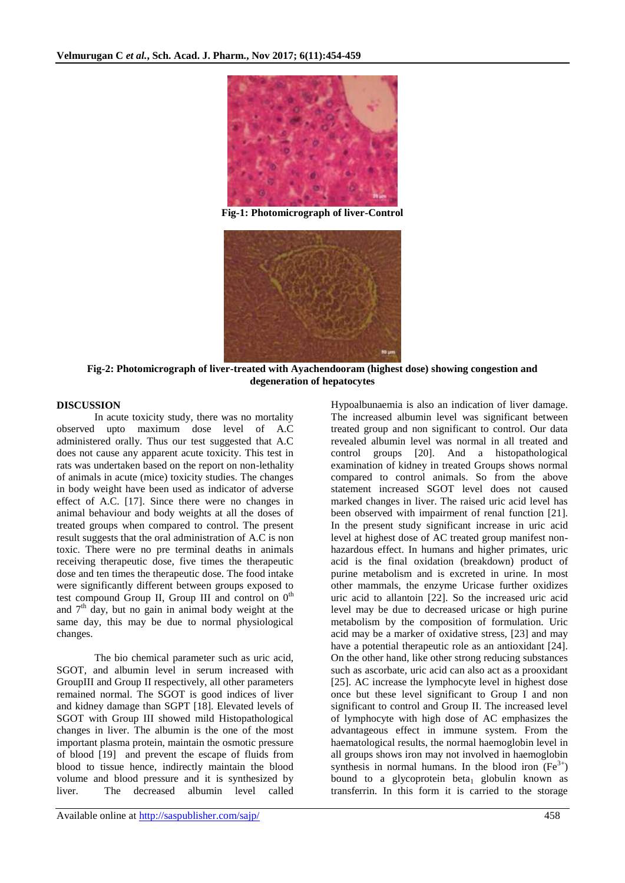Fig-1: Photomicrograph of liver-Control

Fig-2: Photomicrograph of liver-treated with Ayachendooram (highest dose) showing congestion and degeneration of hepatocytes

## DISCUSSION

In acute toxicity study, there was no mortality observed upto maximum dose level of A.C administered orally. Thus our test suggested that A.C does not cause any apparent acute toxicity. This test in rats was undertaken based on the report on non-lethality of animals in acute (mice) toxicity studies. The changes in body weight have been used as indicator of adverse effect of A.C. [17]. Since there were no changes in animal behaviour and body weights at all the doses of treated groups when compared to control. The present result suggests that the oral administration of A.C is non toxic. There were no pre terminal deaths in animals receiving therapeutic dose, five times the therapeutic dose and ten times the therapeutic dose. The food intake were significantly different between groups exposed to test compound Group II, Group III and control on $0^{th}$ and $7^{th}$ day, but no gain in animal body weight at the same day, this may be due to normal physiological changes.

The bio chemical parameter such as uric acid, SGOT, and albumin level in serum increased with GroupIII and Group II respectively, all other parameters remained normal. The SGOT is good indices of liver and kidney damage than SGPT [18]. Elevated levels of SGOT with Group III showed mild Histopathological changes in liver. The albumin is the one of the most important plasma protein, maintain the osmotic pressure of blood [19] and prevent the escape of fluids from blood to tissue hence, indirectly maintain the blood volume and blood pressure and it is synthesized by liver. The decreased albumin level called Hypoalbunaemia is also an indication of liver damage. The increased albumin level was significant between treated group and non significant to control. Our data revealed albumin level was normal in all treated and control groups [20]. And a histopathological examination of kidney in treated Groups shows normal compared to control animals. So from the above statement increased SGOT level does not caused marked changes in liver. The raised uric acid level has been observed with impairment of renal function [21]. In the present study significant increase in uric acid level at highest dose of AC treated group manifest non-hazardous effect. In humans and higher primates, uric acid is the final oxidation (breakdown) product of purine metabolism and is excreted in urine. In most other mammals, the enzyme Uricase further oxidizes uric acid to allantoin [22]. So the increased uric acid level may be due to decreased uricase or high purine metabolism by the composition of formulation. Uric acid may be a marker of oxidative stress, [23] and may have a potential therapeutic role as an antioxidant [24]. On the other hand, like other strong reducing substances such as ascorbate, uric acid can also act as a prooxidant [25]. AC increase the lymphocyte level in highest dose once but these level significant to Group I and non significant to control and Group II. The increased level of lymphocyte with high dose of AC emphasizes the advantageous effect in immune system. From the haematological results, the normal haemoglobin level in all groups shows iron may not involved in haemoglobin synthesis in normal humans. In the blood iron ($Fe^{3+}$) bound to a glycoprotein $beta_1$ globulin known as transferrin. In this form it is carried to the storage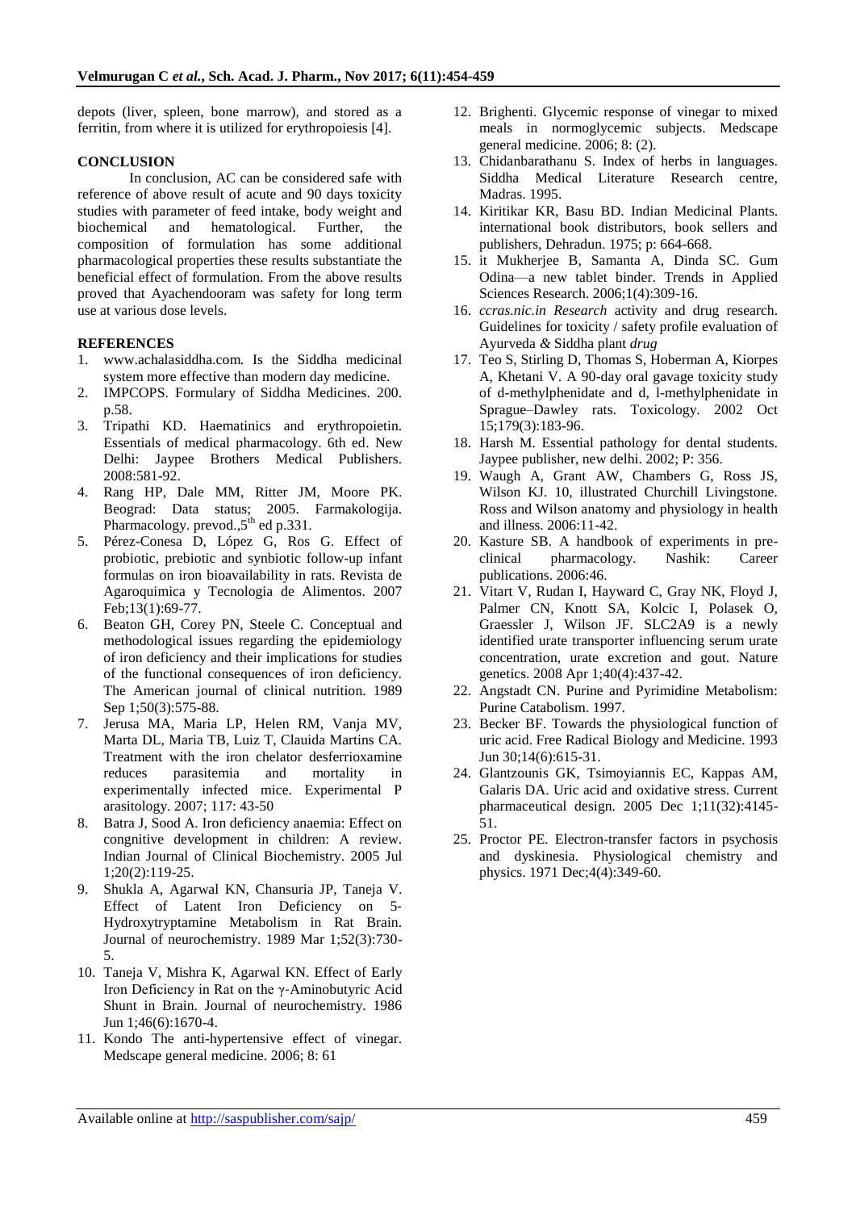depots (liver, spleen, bone marrow), and stored as a ferritin, from where it is utilized for erythropoiesis [4].

## CONCLUSION

In conclusion, AC can be considered safe with reference of above result of acute and 90 days toxicity studies with parameter of feed intake, body weight and biochemical and hematological. Further, the composition of formulation has some additional pharmacological properties these results substantiate the beneficial effect of formulation. From the above results proved that Ayachendooram was safety for long term use at various dose levels.

## REFERENCES

1. www.achalasiddha.com. Is the Siddha medicinal system more effective than modern day medicine.
2. IMPCOPS. Formulary of Siddha Medicines. 200. p.58.
3. Tripathi KD. Haematinics and erythropoietin. Essentials of medical pharmacology. 6th ed. New Delhi: Jaypee Brothers Medical Publishers. 2008:581-92.
4. Rang HP, Dale MM, Ritter JM, Moore PK. Beograd: Data status; 2005. Farmakologija. Pharmacology. prevod.,5th ed p.331.
5. Pérez-Conesa D, López G, Ros G. Effect of probiotic, prebiotic and synbiotic follow-up infant formulas on iron bioavailability in rats. Revista de Agaroquimica y Tecnologia de Alimentos. 2007 Feb;13(1):69-77.
6. Beaton GH, Corey PN, Steele C. Conceptual and methodological issues regarding the epidemiology of iron deficiency and their implications for studies of the functional consequences of iron deficiency. The American journal of clinical nutrition. 1989 Sep 1;50(3):575-88.
7. Jerusa MA, Maria LP, Helen RM, Vanja MV, Marta DL, Maria TB, Luiz T, Clauida Martins CA. Treatment with the iron chelator desferrioxamine reduces parasitemia and mortality in experimentally infected mice. Experimental P arasitology. 2007; 117: 43-50
8. Batra J, Sood A. Iron deficiency anaemia: Effect on congnitive development in children: A review. Indian Journal of Clinical Biochemistry. 2005 Jul 1;20(2):119-25.
9. Shukla A, Agarwal KN, Chansuria JP, Taneja V. Effect of Latent Iron Deficiency on 5-Hydroxytryptamine Metabolism in Rat Brain. Journal of neurochemistry. 1989 Mar 1;52(3):730-5.
10. Taneja V, Mishra K, Agarwal KN. Effect of Early Iron Deficiency in Rat on the γ-Aminobutyric Acid Shunt in Brain. Journal of neurochemistry. 1986 Jun 1;46(6):1670-4.
11. Kondo The anti-hypertensive effect of vinegar. Medscape general medicine. 2006; 8: 61
12. Brighenti. Glycemic response of vinegar to mixed meals in normoglycemic subjects. Medscape general medicine. 2006; 8: (2).
13. Chidanbarathanu S. Index of herbs in languages. Siddha Medical Literature Research centre, Madras. 1995.
14. Kiritikar KR, Basu BD. Indian Medicinal Plants. international book distributors, book sellers and publishers, Dehradun. 1975; p: 664-668.
15. it Mukherjee B, Samanta A, Dinda SC. Gum Odina—a new tablet binder. Trends in Applied Sciences Research. 2006;1(4):309-16.
16. *ccras.nic.in Research* activity and drug research. Guidelines for toxicity / safety profile evaluation of Ayurveda *&* Siddha plant *drug*
17. Teo S, Stirling D, Thomas S, Hoberman A, Kiorpes A, Khetani V. A 90-day oral gavage toxicity study of d-methylphenidate and d, l-methylphenidate in Sprague–Dawley rats. Toxicology. 2002 Oct 15;179(3):183-96.
18. Harsh M. Essential pathology for dental students. Jaypee publisher, new delhi. 2002; P: 356.
19. Waugh A, Grant AW, Chambers G, Ross JS, Wilson KJ. 10, illustrated Churchill Livingstone. Ross and Wilson anatomy and physiology in health and illness. 2006:11-42.
20. Kasture SB. A handbook of experiments in pre-clinical pharmacology. Nashik: Career publications. 2006:46.
21. Vitart V, Rudan I, Hayward C, Gray NK, Floyd J, Palmer CN, Knott SA, Kolcic I, Polasek O, Graessler J, Wilson JF. SLC2A9 is a newly identified urate transporter influencing serum urate concentration, urate excretion and gout. Nature genetics. 2008 Apr 1;40(4):437-42.
22. Angstadt CN. Purine and Pyrimidine Metabolism: Purine Catabolism. 1997.
23. Becker BF. Towards the physiological function of uric acid. Free Radical Biology and Medicine. 1993 Jun 30;14(6):615-31.
24. Glantzounis GK, Tsimoyiannis EC, Kappas AM, Galaris DA. Uric acid and oxidative stress. Current pharmaceutical design. 2005 Dec 1;11(32):4145-51.
25. Proctor PE. Electron-transfer factors in psychosis and dyskinesia. Physiological chemistry and physics. 1971 Dec;4(4):349-60.